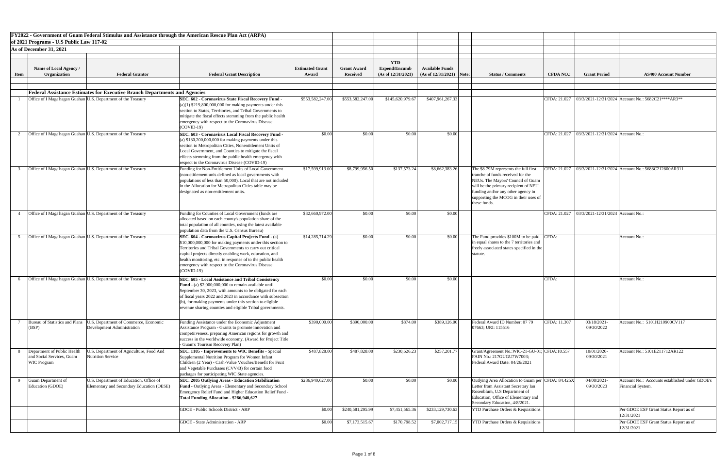**FY2022 - Government of Guam Federal Stimulus and Assistance through the American Rescue Plan Act (ARPA) of 2021 Programs - U.S Public Law 117-02**

**As of December 31, 2021**

| Item | Name of Local Agency / Organization | Federal Grantor | Federal Grant Description | Estimated Grant Award | Grant Award Received | YTD Expend/Encumb (As of 12/31/2021) | Available Funds (As of 12/31/2021) | Note: | Status / Comments | CFDA NO.: | Grant Period | AS400 Account Number |
|---|---|---|---|---|---|---|---|---|---|---|---|---|
| | **Federal Assistance Estimates for Executive Branch Departments and Agencies** | | | | | | | | | | | |
| 1 | Office of I Maga'hagan Guahan | U.S. Department of the Treasury | **SEC. 602 - Coronavirus State Fiscal Recovery Fund** - (a)(1) $219,800,000,000 for making payments under this section to States, Territories, and Tribal Governments to mitigate the fiscal effects stemming from the public health emergency with respect to the Coronavirus Disease (COVID-19) | $553,582,247.00 | $553,582,247.00 | $145,620,979.67 | $407,961,267.33 | | | CFDA: 21.027 | 03/3/2021-12/31/2024 | Account No.: 5682C21****AR3** |
| 2 | Office of I Maga'hagan Guahan | U.S. Department of the Treasury | **SEC. 603 - Coronavirus Local Fiscal Recovery Fund** - (a) $130,200,000,000 for making payments under this section to Metropolitan Cities, Nonentitlement Units of Local Government, and Counties to mitigate the fiscal effects stemming from the public health emergency with respect to the Coronavirus Disease (COVID-19) | $0.00 | $0.00 | $0.00 | $0.00 | | | CFDA: 21.027 | 03/3/2021-12/31/2024 | Account No.: |
| 3 | Office of I Maga'hagan Guahan | U.S. Department of the Treasury | Funding for Non-Entitlement Units of Local Government (non-etitlement unis defined as local governments with populations of less than 50,000). Local that are not included in the Allocation for Metropolitan Cities table may be designated as non-entitlement units. | $17,599,913.00 | $8,799,956.50 | $137,573.24 | $8,662,383.26 | | The $8.79M represents the full first tranche of funds received for the NEUs. The Mayors' Council of Guam will be the primary recipient of NEU funding and/or any other agency in supporting the MCOG in their uses of these funds. | CFDA: 21.027 | 03/3/2021-12/31/2024 | Account No.: 5688C212800AR311 |
| 4 | Office of I Maga'hagan Guahan | U.S. Department of the Treasury | Funding for Counties of Local Government (funds are allocated based on each county's population share of the total population of all counties, using the latest available population data from the U.S. Census Bureau) | $32,660,972.00 | $0.00 | $0.00 | $0.00 | | | CFDA: 21.027 | 03/3/2021-12/31/2024 | Account No.: |
| 5 | Office of I Maga'hagan Guahan | U.S. Department of the Treasury | **SEC. 604 - Coronavirus Capital Projects Fund** - (a) $10,000,000,000 for making payments under this section to Territories and Tribal Governments to carry out critical capital projects directly enabling work, education, and health monitoring, etc. in response of to the public health emergency with respect to the Coronavirus Disease (COVID-19) | $14,285,714.29 | $0.00 | $0.00 | $0.00 | | The Fund provides $100M to be paid in equal shares to the 7 territories and freely associated states specified in the statute. | CFDA: | | Account No.: |
| 6 | Office of I Maga'hagan Guahan | U.S. Department of the Treasury | **SEC. 605 - Local Assistance and Tribal Consistency Fund** - (a) $2,000,000,000 to remain available until September 30, 2023, with amounts to be obligated for each of fiscal years 2022 and 2023 in accordance with subsection (b), for making payments under this section to eligible revenue sharing counties and eligible Tribal governments. | $0.00 | $0.00 | $0.00 | $0.00 | | | CFDA: | | Account No.: |
| 7 | Bureau of Statistics and Plans (BSP) | U.S. Department of Commerce, Economic Development Administration | Funding Assistance under the Economic Adjustment Assistance Program - Grants to promote innovation and competiiveness, preparing American regions for growth and success in the worldwide economy. (Award for Project Title - Guam's Tourism Recovery Plan) | $390,000.00 | $390,000.00 | $874.00 | $389,126.00 | | Federal Award IDNumber: 07 79 07663; URI: 115516 | CFDA: 11.307 | 03/18/2021-09/30/2022 | Account No.: 5101H210900CV117 |
| 8 | Department of Public Health and Social Services, Guam WIC Program | U.S. Department of Agriculture, Food And Nutrition Service | **SEC. 1105 - Improvements to WIC Benefits** - Special Supplemental Nutrition Program for Women Infant Children (2 Year) - Cash-Value Voucher/Benefit for Fruit and Vegetable Purchases (CVV/B) for certain food packages for participating WIC State agencies. | $487,828.00 | $487,828.00 | $230,626.23 | $257,201.77 | | Grant/Agreement No.:WIC-21-GU-01; FAIN No.: 217GUGU7W7003; Federal Award Date: 04/26/2021 | CFDA:10.557 | 10/01/2020-09/30/2021 | Account No.: 5101E211712AR122 |
| 9 | Guam Department of Education (GDOE) | U.S. Department of Education, Office of Elementary and Secondary Education (OESE) | **SEC. 2005 Outlying Areas - Education Stabilization Fund** - Outlying Areas - Elementary and Secondary School Emergency Relief Fund and Higher Education Relief Fund - **Total Funding Allocation - $286,940,627** | $286,940,627.00 | $0.00 | $0.00 | $0.00 | | Outlying Area Allocation to Guam per Letter from Assistant Secretary Ian Rosenblum, U.S Department of Education, Office of Elementary and Secondary Education, 4/8/2021. | CFDA: 84.425X | 04/08/2021-09/30/2023 | Account No.: Accounts established under GDOE's Financial System. |
| | | | GDOE - Public Schools District - ARP | $0.00 | $240,581,295.99 | $7,451,565.36 | $233,129,730.63 | | YTD Purchase Orders & Requisitions | | | Per GDOE ESF Grant Status Report as of 12/31/2021 |
| | | | GDOE - State Administration - ARP | $0.00 | $7,173,515.67 | $170,798.52 | $7,002,717.15 | | YTD Purchase Orders & Requisitions | | | Per GDOE ESF Grant Status Report as of 12/31/2021 |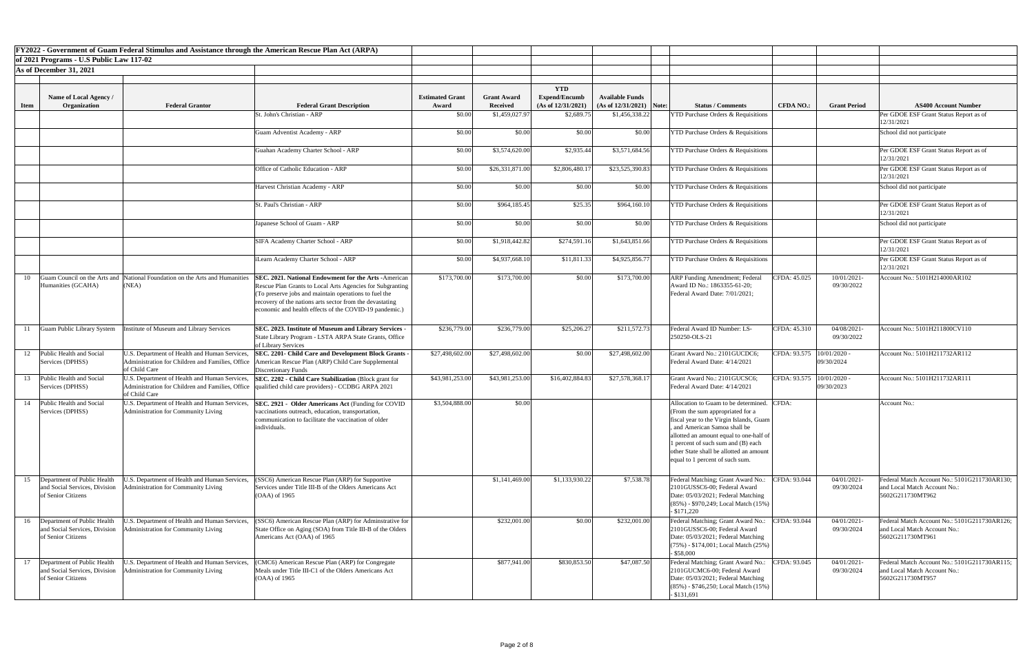**FY2022 - Government of Guam Federal Stimulus and Assistance through the American Rescue Plan Act (ARPA)**

**of 2021 Programs - U.S Public Law 117-02**

**As of December 31, 2021**

| Item | Name of Local Agency / Organization | Federal Grantor | Federal Grant Description | Estimated Grant Award | Grant Award Received | YTD Expend/Encumb (As of 12/31/2021) | Available Funds (As of 12/31/2021) | Note: | Status / Comments | CFDA NO.: | Grant Period | AS400 Account Number |
|---|---|---|---|---|---|---|---|---|---|---|---|---|
| | | | St. John's Christian - ARP | $0.00 | $1,459,027.97 | $2,689.75 | $1,456,338.22 | | YTD Purchase Orders & Requisitions | | | Per GDOE ESF Grant Status Report as of 12/31/2021 |
| | | | Guam Adventist Academy - ARP | $0.00 | $0.00 | $0.00 | $0.00 | | YTD Purchase Orders & Requisitions | | | School did not participate |
| | | | Guahan Academy Charter School - ARP | $0.00 | $3,574,620.00 | $2,935.44 | $3,571,684.56 | | YTD Purchase Orders & Requisitions | | | Per GDOE ESF Grant Status Report as of 12/31/2021 |
| | | | Office of Catholic Education - ARP | $0.00 | $26,331,871.00 | $2,806,480.17 | $23,525,390.83 | | YTD Purchase Orders & Requisitions | | | Per GDOE ESF Grant Status Report as of 12/31/2021 |
| | | | Harvest Christian Academy - ARP | $0.00 | $0.00 | $0.00 | $0.00 | | YTD Purchase Orders & Requisitions | | | School did not participate |
| | | | St. Paul's Christian - ARP | $0.00 | $964,185.45 | $25.35 | $964,160.10 | | YTD Purchase Orders & Requisitions | | | Per GDOE ESF Grant Status Report as of 12/31/2021 |
| | | | Japanese School of Guam - ARP | $0.00 | $0.00 | $0.00 | $0.00 | | YTD Purchase Orders & Requisitions | | | School did not participate |
| | | | SIFA Academy Charter School - ARP | $0.00 | $1,918,442.82 | $274,591.16 | $1,643,851.66 | | YTD Purchase Orders & Requisitions | | | Per GDOE ESF Grant Status Report as of 12/31/2021 |
| | | | iLearn Academy Charter School - ARP | $0.00 | $4,937,668.10 | $11,811.33 | $4,925,856.77 | | YTD Purchase Orders & Requisitions | | | Per GDOE ESF Grant Status Report as of 12/31/2021 |
| 10 | Guam Council on the Arts and Humanities (GCAHA) | National Foundation on the Arts and Humanities (NEA) | **SEC. 2021. National Endowment for the Arts** -American Rescue Plan Grants to Local Arts Agencies for Subgranting (To preserve jobs and maintain operations to fuel the recovery of the nations arts sector from the devastating economic and health effects of the COVID-19 pandemic.) | $173,700.00 | $173,700.00 | $0.00 | $173,700.00 | | ARP Funding Amendment; Federal Award ID No.: 1863355-61-20; Federal Award Date: 7/01/2021; | CFDA: 45.025 | 10/01/2021-09/30/2022 | Account No.: 5101H214000AR102 |
| 11 | Guam Public Library System | Institute of Museum and Library Services | **SEC. 2023. Institute of Museum and Library Services** - State Library Program - LSTA ARPA State Grants, Office of Library Services | $236,779.00 | $236,779.00 | $25,206.27 | $211,572.73 | | Federal Award ID Number: LS-250250-OLS-21 | CFDA: 45.310 | 04/08/2021-09/30/2022 | Account No.: 5101H211800CV110 |
| 12 | Public Health and Social Services (DPHSS) | U.S. Department of Health and Human Services, Administration for Children and Families, Office of Child Care | **SEC. 2201- Child Care and Development Block Grants** - American Rescue Plan (ARP) Child Care Supplemental Discretionary Funds | $27,498,602.00 | $27,498,602.00 | $0.00 | $27,498,602.00 | | Grant Award No.: 2101GUCDC6; Federal Award Date: 4/14/2021 | CFDA: 93.575 | 10/01/2020 - 09/30/2024 | Account No.: 5101H211732AR112 |
| 13 | Public Health and Social Services (DPHSS) | U.S. Department of Health and Human Services, Administration for Children and Families, Office of Child Care | **SEC. 2202 - Child Care Stabilization** (Block grant for qualified child care providers) - CCDBG ARPA 2021 | $43,981,253.00 | $43,981,253.00 | $16,402,884.83 | $27,578,368.17 | | Grant Award No.: 2101GUCSC6; Federal Award Date: 4/14/2021 | CFDA: 93.575 | 10/01/2020 - 09/30/2023 | Account No.: 5101H211732AR111 |
| 14 | Public Health and Social Services (DPHSS) | U.S. Department of Health and Human Services, Administration for Community Living | **SEC. 2921 - Older Americans Act** (Funding for COVID vaccinations outreach, education, transportation, communication to facilitate the vaccination of older individuals. | $3,504,888.00 | $0.00 | | | | Allocation to Guam to be determined. (From the sum appropriated for a fiscal year to the Virgin Islands, Guam , and American Samoa shall be allotted an amount equal to one-half of 1 percent of such sum and (B) each other State shall be allotted an amount equal to 1 percent of such sum. | CFDA: | | Account No.: |
| 15 | Department of Public Health and Social Services, Division of Senior Citizens | U.S. Department of Health and Human Services, Administration for Community Living | (SSC6) American Rescue Plan (ARP) for Supportive Services under Title III-B of the Olders Americans Act (OAA) of 1965 | | $1,141,469.00 | $1,133,930.22 | $7,538.78 | | Federal Matching; Grant Award No.: 2101GUSSC6-00; Federal Award Date: 05/03/2021; Federal Matching (85%) - $970,249; Local Match (15%) - $171,220 | CFDA: 93.044 | 04/01/2021-09/30/2024 | Federal Match Account No.: 5101G211730AR130; and Local Match Account No.: 5602G211730MT962 |
| 16 | Department of Public Health and Social Services, Division of Senior Citizens | U.S. Department of Health and Human Services, Administration for Community Living | (SSC6) American Rescue Plan (ARP) for Adminstrative for State Office on Aging (SOA) from Title III-B of the Olders Americans Act (OAA) of 1965 | | $232,001.00 | $0.00 | $232,001.00 | | Federal Matching; Grant Award No.: 2101GUSSC6-00; Federal Award Date: 05/03/2021; Federal Matching (75%) - $174,001; Local Match (25%) - $58,000 | CFDA: 93.044 | 04/01/2021-09/30/2024 | Federal Match Account No.: 5101G211730AR126; and Local Match Account No.: 5602G211730MT961 |
| 17 | Department of Public Health and Social Services, Division of Senior Citizens | U.S. Department of Health and Human Services, Administration for Community Living | (CMC6) American Rescue Plan (ARP) for Congregate Meals under Title III-C1 of the Olders Americans Act (OAA) of 1965 | | $877,941.00 | $830,853.50 | $47,087.50 | | Federal Matching; Grant Award No.: 2101GUCMC6-00; Federal Award Date: 05/03/2021; Federal Matching (85%) - $746,250; Local Match (15%) - $131,691 | CFDA: 93.045 | 04/01/2021-09/30/2024 | Federal Match Account No.: 5101G211730AR115; and Local Match Account No.: 5602G211730MT957 |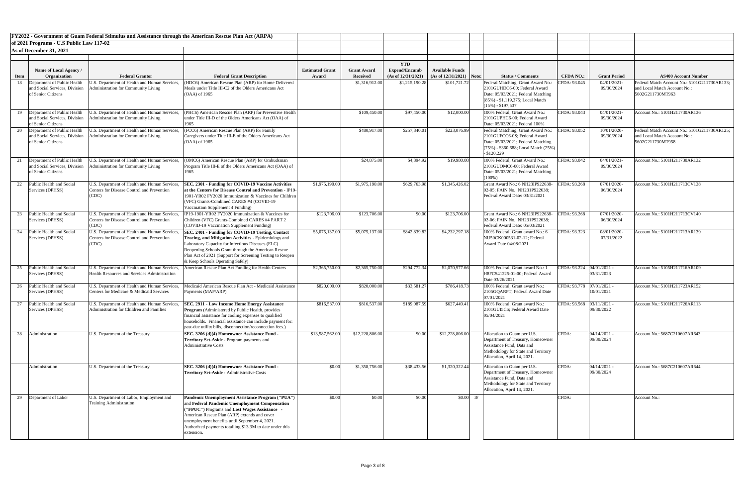**FY2022 - Government of Guam Federal Stimulus and Assistance through the American Rescue Plan Act (ARPA)**

**of 2021 Programs - U.S Public Law 117-02**

**As of December 31, 2021**

| Item | Name of Local Agency / Organization | Federal Grantor | Federal Grant Description | Estimated Grant Award | Grant Award Received | YTD Expend/Encumb (As of 12/31/2021) | Available Funds (As of 12/31/2021) | Note: | Status / Comments | CFDA NO.: | Grant Period | AS400 Account Number |
|---|---|---|---|---|---|---|---|---|---|---|---|---|
| 18 | Department of Public Health and Social Services, Division of Senior Citizens | U.S. Department of Health and Human Services, Administration for Community Living | (HDC6) American Rescue Plan (ARP) for Home Delivered Meals under Title III-C2 of the Olders Americans Act (OAA) of 1965 | | $1,316,912.00 | $1,215,190.28 | $101,721.72 | | Federal Matching; Grant Award No.: 2101GUHDC6-00; Federal Award Date: 05/03/2021; Federal Matching (85%) - $1,119,375; Local Match (15%) - $197,537 | CFDA: 93.045 | 04/01/2021-09/30/2024 | Federal Match Account No.: 5101G211730AR133; and Local Match Account No.: 5602G211730MT963 |
| 19 | Department of Public Health and Social Services, Division of Senior Citizens | U.S. Department of Health and Human Services, Administration for Community Living | (PHC6) American Rescue Plan (ARP) for Preventive Health under Title III-D of the Olders Americans Act (OAA) of 1965 | | $109,450.00 | $97,450.00 | $12,000.00 | | 100% Federal; Grant Award No.: 2101GUPHC6-00; Federal Award Date: 05/03/2021; Federal 100% | CFDA: 93.043 | 04/01/2021-09/30/2024 | Account No.: 5101H211730AR136 |
| 20 | Department of Public Health and Social Services, Division of Senior Citizens | U.S. Department of Health and Human Services, Administration for Community Living | (FCC6) American Rescue Plan (ARP) for Family Caregivers under Title III-E of the Olders Americans Act (OAA) of 1965 | | $480,917.00 | $257,840.01 | $223,076.99 | | Federal Matching; Grant Award No.: 2101GUFCC6-0S; Federal Award Date: 05/03/2021; Federal Matching (75%) - $360,688; Local Match (25%) - $120,229 | CFDA: 93.052 | 10/01/2020-09/30/2024 | Federal Match Account No.: 5101G211730AR125; and Local Match Account No.: 5602G211730MT958 |
| 21 | Department of Public Health and Social Services, Division of Senior Citizens | U.S. Department of Health and Human Services, Administration for Community Living | (OMC6) American Rescue Plan (ARP) for Ombudsman Program Title III-E of the Olders Americans Act (OAA) of 1965 | | $24,875.00 | $4,894.92 | $19,980.08 | | 100% Federal; Grant Award No.: 2101GUOMC6-00; Federal Award Date: 05/03/2021; Federal Matching (100%) | CFDA: 93.042 | 04/01/2021-09/30/2024 | Account No.: 5101H211730AR132 |
| 22 | Public Health and Social Services (DPHSS) | U.S. Department of Health and Human Services, Centers for Disease Control and Prevention (CDC) | **SEC. 2301 - Funding for COVID-19 Vaccine Activities at the Centers for Disease Control and Prevention** - IP19-1901-YR02 FY2020 Immunization & Vaccines for Children (VFC) Grants-Combined CARES #4 (COVID-19 Vaccination Supplement 4 Funding) | $1,975,190.00 | $1,975,190.00 | $629,763.98 | $1,345,426.02 | | Grant Award No.: 6 NH23IP922638-02-05; FAIN No.: NH231P922638; Federal Award Date: 03/31/2021 | CFDA: 93.268 | 07/01/2020-06/30/2024 | Account No.: 5101H211713CV138 |
| 23 | Public Health and Social Services (DPHSS) | U.S. Department of Health and Human Services, Centers for Disease Control and Prevention (CDC) | IP19-1901-YR02 FY2020 Immunization & Vaccines for Children (VFC) Grants-Combined CARES #4 PART 2 (COVID-19 Vaccination Supplement Funding) | $123,706.00 | $123,706.00 | $0.00 | $123,706.00 | | Grant Award No.: 6 NH23IP922638-02-06; FAIN No.: NH231P922638; Federal Award Date: 05/03/2021 | CFDA: 93.268 | 07/01/2020-06/30/2024 | Account No.: 5101H211713CV140 |
| 24 | Public Health and Social Services (DPHSS) | U.S. Department of Health and Human Services, Centers for Disease Control and Prevention (CDC) | **SEC. 2401 - Funding for COVID-19 Testing, Contact Tracing, and Mitigation Activities** - Epidemiology and Laboratory Capacity for Infectious Diseases (ELC) Reopening Schools Grant through the American Rescue Plan Act of 2021 (Support for Screening Testing to Reopen & Keep Schools Operating Safely) | $5,075,137.00 | $5,075,137.00 | $842,839.82 | $4,232,297.18 | | 100% Federal; Grant award No.: 6 NU50CK000531-02-12; Federal Award Date 04/08/2021 | CFDA: 93.323 | 08/01/2020-07/31/2022 | Account No.: 5101H211713AR139 |
| 25 | Public Health and Social Services (DPHSS) | U.S. Department of Health and Human Services, Health Resources and Services Administration | American Rescue Plan Act Funding for Health Centers | $2,365,750.00 | $2,365,750.00 | $294,772.34 | $2,070,977.66 | | 100% Federal; Grant award No.: 1 H8FCS41225-01-00; Federal Award Date 03/26/2021 | CFDA: 93.224 | 04/01/2021 - 03/31/2023 | Account No.: 5105H211716AR109 |
| 26 | Public Health and Social Services (DPHSS) | U.S. Department of Health and Human Services, Centers for Medicare & Medicaid Services | Medicaid American Rescue Plan Act - Medicaid Assistance Payments (MAP/ARP) | $820,000.00 | $820,000.00 | $33,581.27 | $786,418.73 | | 100% Federal; Grant award No.: 2105GQARPT; Federal Award Date 07/01/2021 | CFDA: 93.778 | 07/01/2021 - 10/01/2021 | Account No.: 5101H211723AR152 |
| 27 | Public Health and Social Services (DPHSS) | U.S. Department of Health and Human Services, Administration for Children and Families | **SEC. 2911 - Low Income Home Energy Assistance Program** (Administered by Public Health, provides financial assistance for cooling expenses to qualified households. Financial assistance can include payment for: past-due utility bills, disconnection/reconnection fees.) | $816,537.00 | $816,537.00 | $189,087.59 | $627,449.41 | | 100% Federal; Grant award No.: 2101GUI5C6; Federal Award Date 05/04/2021 | CFDA: 93.568 | 03/11/2021 - 09/30/2022 | Account No.: 5101H211726AR113 |
| 28 | Administration | U.S. Department of the Treasury | **SEC. 3206 (d)(4) Homeowner Assistance Fund - Territory Set-Aside** - Program payments and Administrative Costs | $13,587,562.00 | $12,228,806.00 | $0.00 | $12,228,806.00 | | Allocation to Guam per U.S. Department of Treasury, Homeowner Assistance Fund, Data and Methodology for State and Territory Allocation, April 14, 2021. | CFDA: | 04/14/2021 - 09/30/2024 | Account No.: 5687C210607AR643 |
| | Administration | U.S. Department of the Treasury | **SEC. 3206 (d)(4) Homeowner Assistance Fund - Territory Set-Aside** - Administrative Costs | $0.00 | $1,358,756.00 | $38,433.56 | $1,320,322.44 | | Allocation to Guam per U.S. Department of Treasury, Homeowner Assistance Fund, Data and Methodology for State and Territory Allocation, April 14, 2021. | CFDA: | 04/14/2021 - 09/30/2024 | Account No.: 5687C210607AR644 |
| 29 | Department of Labor | U.S. Department of Labor, Employment and Training Administration | **Pandemic Unemployment Assistance Program ("PUA")** and **Federal Pandemic Unemployment Compensation ("FPUC")** Programs and **Lost Wages Assistance** - American Rescue Plan (ARP) extends and cover unemployment benefits until September 4, 2021. Authorized payments totalling $13.3M to date under this extension. | $0.00 | $0.00 | $0.00 | $0.00 | 3/ | | CFDA: | | Account No.: |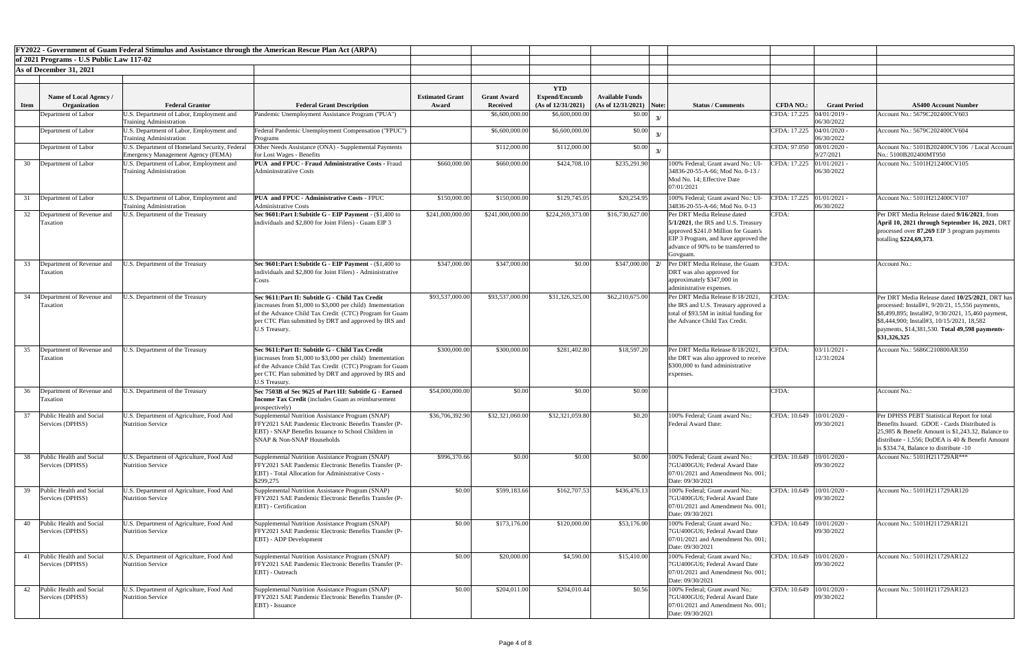**FY2022 - Government of Guam Federal Stimulus and Assistance through the American Rescue Plan Act (ARPA)**

**of 2021 Programs - U.S Public Law 117-02**

**As of December 31, 2021**

| Item | Name of Local Agency / Organization | Federal Grantor | Federal Grant Description | Estimated Grant Award | Grant Award Received | YTD Expend/Encumb (As of 12/31/2021) | Available Funds (As of 12/31/2021) | Note: | Status / Comments | CFDA NO.: | Grant Period | AS400 Account Number |
|---|---|---|---|---|---|---|---|---|---|---|---|---|
| | Department of Labor | U.S. Department of Labor, Employment and Training Administration | Pandemic Unemployment Assistance Program ("PUA") | | $6,600,000.00 | $6,600,000.00 | $0.00 | 3/ | | CFDA: 17.225 | 04/01/2019 - 06/30/2022 | Account No.: 5679C202400CV603 |
| | Department of Labor | U.S. Department of Labor, Employment and Training Administration | Federal Pandemic Unemployment Compensation ("FPUC") Programs | | $6,600,000.00 | $6,600,000.00 | $0.00 | 3/ | | CFDA: 17.225 | 04/01/2020 - 06/30/2022 | Account No.: 5679C202400CV604 |
| | Department of Labor | U.S. Department of Homeland Security, Federal Emergency Management Agency (FEMA) | Other Needs Assistance (ONA) - Supplemental Payments for Lost Wages - Benefits | | $112,000.00 | $112,000.00 | $0.00 | 3/ | | CFDA: 97.050 | 08/01/2020 - 9/27/2021 | Account No.: 5101B202400CV106 / Local Account No.: 5100B202400MT950 |
| 30 | Department of Labor | U.S. Department of Labor, Employment and Training Administration | **PUA and FPUC - Fraud Administrative Costs** - Fraud Admininstratiive Costs | $660,000.00 | $660,000.00 | $424,708.10 | $235,291.90 | | 100% Federal; Grant award No.: UI-34836-20-55-A-66; Mod No. 0-13 / Mod No. 14; Effective Date 07/01/2021 | CFDA: 17.225 | 01/01/2021 - 06/30/2022 | Account No.: 5101H212400CV105 |
| 31 | Department of Labor | U.S. Department of Labor, Employment and Training Administration | **PUA and FPUC - Administrative Costs** - FPUC Administrative Costs | $150,000.00 | $150,000.00 | $129,745.05 | $20,254.95 | | 100% Federal; Grant award No.: UI-34836-20-55-A-66; Mod No. 0-13 | CFDA: 17.225 | 01/01/2021 - 06/30/2022 | Account No.: 5101H212400CV107 |
| 32 | Department of Revenue and Taxation | U.S. Department of the Treasury | **Sec 9601:Part I:Subtitle G - EIP Payment** - ($1,400 to individuals and $2,800 for Joint Filers) - Guam EIP 3 | $241,000,000.00 | $241,000,000.00 | $224,269,373.00 | $16,730,627.00 | | Per DRT Media Release dated **5/1/2021**, the IRS and U.S. Treasury approved $241.0 Million for Guam's EIP 3 Program, and have approved the advance of 90% to be transferred to Govguam. | CFDA: | | Per DRT Media Release dated **9/16/2021**, from **April 10, 2021 through September 16, 2021**, DRT processed over **87,269** EIP 3 program payments totalling **$224,69,373**. |
| 33 | Department of Revenue and Taxation | U.S. Department of the Treasury | **Sec 9601:Part I:Subtitle G - EIP Payment** - ($1,400 to individuals and $2,800 for Joint Filers) - Administrative Costs | $347,000.00 | $347,000.00 | $0.00 | $347,000.00 | 2/ | Per DRT Media Release, the Guam DRT was also approved for approximately $347,000 in administrative expenses. | CFDA: | | Account No.: |
| 34 | Department of Revenue and Taxation | U.S. Department of the Treasury | **Sec 9611:Part II: Subtitle G - Child Tax Credit** (increases from $1,000 to $3,000 per child) Imementation of the Advance Child Tax Credit (CTC) Program for Guam per CTC Plan submitted by DRT and approved by IRS and U.S Treasury. | $93,537,000.00 | $93,537,000.00 | $31,326,325.00 | $62,210,675.00 | | Per DRT Media Release 8/18/2021, the IRS and U.S. Treasury approved a total of $93.5M in initial funding for the Advance Child Tax Credit. | CFDA: | | Per DRT Media Release dated **10/25/2021**, DRT has processed: Install#1, 9/20/21, 15,556 payments, $8,499,895; Install#2, 9/30/2021, 15,460 payment, $8,444,900; Install#3, 10/15/2021, 18,582 payments, $14,381,530. **Total 49,598 payments-$31,326,325** |
| 35 | Department of Revenue and Taxation | U.S. Department of the Treasury | **Sec 9611:Part II: Subtitle G - Child Tax Credit** (increases from $1,000 to $3,000 per child) Imementation of the Advance Child Tax Credit (CTC) Program for Guam per CTC Plan submitted by DRT and approved by IRS and U.S Treasury. | $300,000.00 | $300,000.00 | $281,402.80 | $18,597.20 | | Per DRT Media Release 8/18/2021, the DRT was also approved to receive $300,000 to fund administrative expenses. | CFDA: | 03/11/2021 - 12/31/2024 | Account No.: 5686C210800AR350 |
| 36 | Department of Revenue and Taxation | U.S. Department of the Treasury | **Sec 7503B of Sec 9625 of Part III: Subtitle G - Earned Income Tax Credit** (includes Guam as reimbursement prospectively) | $54,000,000.00 | $0.00 | $0.00 | $0.00 | | | CFDA: | | Account No.: |
| 37 | Public Health and Social Services (DPHSS) | U.S. Department of Agriculture, Food And Nutrition Service | Supplemental Nutrition Assistance Program (SNAP) FFY2021 SAE Pandemic Electronic Benefits Transfer (P-EBT) - SNAP Benefits Issuance to School Children in SNAP & Non-SNAP Households | $36,706,392.90 | $32,321,060.00 | $32,321,059.80 | $0.20 | | 100% Federal; Grant award No.: Federal Award Date: | CFDA: 10.649 | 10/01/2020 - 09/30/2021 | Per DPHSS PEBT Statistical Report for total Benefits Issued. GDOE - Cards Distributed is 25,985 & Benefit Amount is $1,243.32, Balance to distribute - 1,556; DoDEA is 40 & Benefit Amount is $334.74, Balance to distribute -10 |
| 38 | Public Health and Social Services (DPHSS) | U.S. Department of Agriculture, Food And Nutrition Service | Supplemental Nutrition Assistance Program (SNAP) FFY2021 SAE Pandemic Electronic Benefits Transfer (P-EBT) - Total Allocation for Administrative Costs - $299,275 | $996,370.66 | $0.00 | $0.00 | $0.00 | | 100% Federal; Grant award No.: 7GU400GU6; Federal Award Date 07/01/2021 and Amendment No. 001; Date: 09/30/2021 | CFDA: 10.649 | 10/01/2020 - 09/30/2022 | Account No.: 5101H211729AR*** |
| 39 | Public Health and Social Services (DPHSS) | U.S. Department of Agriculture, Food And Nutrition Service | Supplemental Nutrition Assistance Program (SNAP) FFY2021 SAE Pandemic Electronic Benefits Transfer (P-EBT) - Certification | $0.00 | $599,183.66 | $162,707.53 | $436,476.13 | | 100% Federal; Grant award No.: 7GU400GU6; Federal Award Date 07/01/2021 and Amendment No. 001; Date: 09/30/2021 | CFDA: 10.649 | 10/01/2020 - 09/30/2022 | Account No.: 5101H211729AR120 |
| 40 | Public Health and Social Services (DPHSS) | U.S. Department of Agriculture, Food And Nutrition Service | Supplemental Nutrition Assistance Program (SNAP) FFY2021 SAE Pandemic Electronic Benefits Transfer (P-EBT) - ADP Development | $0.00 | $173,176.00 | $120,000.00 | $53,176.00 | | 100% Federal; Grant award No.: 7GU400GU6; Federal Award Date 07/01/2021 and Amendment No. 001; Date: 09/30/2021 | CFDA: 10.649 | 10/01/2020 - 09/30/2022 | Account No.: 5101H211729AR121 |
| 41 | Public Health and Social Services (DPHSS) | U.S. Department of Agriculture, Food And Nutrition Service | Supplemental Nutrition Assistance Program (SNAP) FFY2021 SAE Pandemic Electronic Benefits Transfer (P-EBT) - Outreach | $0.00 | $20,000.00 | $4,590.00 | $15,410.00 | | 100% Federal; Grant award No.: 7GU400GU6; Federal Award Date 07/01/2021 and Amendment No. 001; Date: 09/30/2021 | CFDA: 10.649 | 10/01/2020 - 09/30/2022 | Account No.: 5101H211729AR122 |
| 42 | Public Health and Social Services (DPHSS) | U.S. Department of Agriculture, Food And Nutrition Service | Supplemental Nutrition Assistance Program (SNAP) FFY2021 SAE Pandemic Electronic Benefits Transfer (P-EBT) - Issuance | $0.00 | $204,011.00 | $204,010.44 | $0.56 | | 100% Federal; Grant award No.: 7GU400GU6; Federal Award Date 07/01/2021 and Amendment No. 001; Date: 09/30/2021 | CFDA: 10.649 | 10/01/2020 - 09/30/2022 | Account No.: 5101H211729AR123 |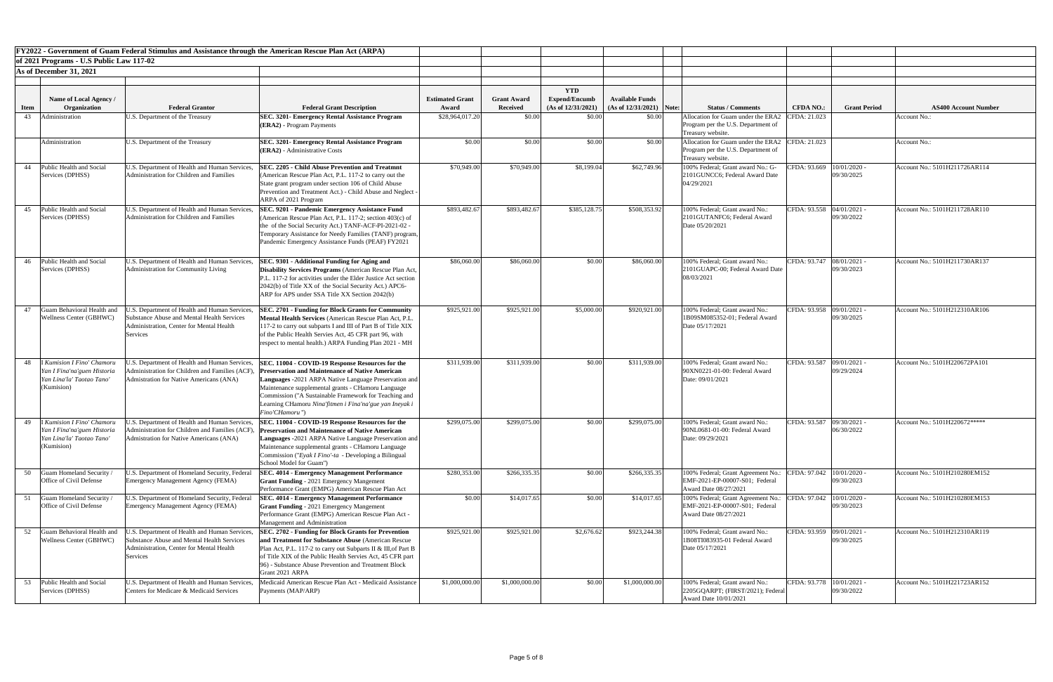**FY2022 - Government of Guam Federal Stimulus and Assistance through the American Rescue Plan Act (ARPA)**

**of 2021 Programs - U.S Public Law 117-02**

**As of December 31, 2021**

| Item | Name of Local Agency / Organization | Federal Grantor | Federal Grant Description | Estimated Grant Award | Grant Award Received | YTD Expend/Encumb (As of 12/31/2021) | Available Funds (As of 12/31/2021) | Note: | Status / Comments | CFDA NO.: | Grant Period | AS400 Account Number |
|---|---|---|---|---|---|---|---|---|---|---|---|---|
| 43 | Administration | U.S. Department of the Treasury | **SEC. 3201- Emergency Rental Assistance Program (ERA2)** - Program Payments | $28,964,017.20 | $0.00 | $0.00 | $0.00 | | Allocation for Guam under the ERA2 Program per the U.S. Department of Treasury website. | CFDA: 21.023 | | Account No.: |
| | Administration | U.S. Department of the Treasury | **SEC. 3201- Emergency Rental Assistance Program (ERA2)** - Administrative Costs | $0.00 | $0.00 | $0.00 | $0.00 | | Allocation for Guam under the ERA2 Program per the U.S. Department of Treasury website. | CFDA: 21.023 | | Account No.: |
| 44 | Public Health and Social Services (DPHSS) | U.S. Department of Health and Human Services, Administration for Children and Families | **SEC. 2205 - Child Abuse Prevention and Treatmnt** (American Rescue Plan Act, P.L. 117-2 to carry out the State grant program under section 106 of Child Abuse Prevention and Treatment Act.) - Child Abuse and Neglect - ARPA of 2021 Program | $70,949.00 | $70,949.00 | $8,199.04 | $62,749.96 | | 100% Federal; Grant award No.: G-2101GUNCC6; Federal Award Date 04/29/2021 | CFDA: 93.669 | 10/01/2020 - 09/30/2025 | Account No.: 5101H211726AR114 |
| 45 | Public Health and Social Services (DPHSS) | U.S. Department of Health and Human Services, Administration for Children and Families | **SEC. 9201 - Pandemic Emergency Assistance Fund** (American Rescue Plan Act, P.L. 117-2; section 403(c) of the of the Social Security Act.) TANF-ACF-PI-2021-02 - Temporary Assistance for Needy Families (TANF) program, Pandemic Emergency Assistance Funds (PEAF) FY2021 | $893,482.67 | $893,482.67 | $385,128.75 | $508,353.92 | | 100% Federal; Grant award No.: 2101GUTANFC6; Federal Award Date 05/20/2021 | CFDA: 93.558 | 04/01/2021 - 09/30/2022 | Account No.: 5101H211728AR110 |
| 46 | Public Health and Social Services (DPHSS) | U.S. Department of Health and Human Services, Administration for Community Living | **SEC. 9301 - Additional Funding for Aging and Disability Services Programs** (American Rescue Plan Act, P.L. 117-2 for activities under the Elder Justice Act section 2042(b) of Title XX of the Social Security Act.) APC6-ARP for APS under SSA Title XX Section 2042(b) | $86,060.00 | $86,060.00 | $0.00 | $86,060.00 | | 100% Federal; Grant award No.: 2101GUAPC-00; Federal Award Date 08/03/2021 | CFDA: 93.747 | 08/01/2021 - 09/30/2023 | Account No.: 5101H211730AR137 |
| 47 | Guam Behavioral Health and Wellness Center (GBHWC) | U.S. Department of Health and Human Services, Substance Abuse and Mental Health Services Administration, Center for Mental Health Services | **SEC. 2701 - Funding for Block Grants for Community Mental Health Services** (American Rescue Plan Act, P.L. 117-2 to carry out subparts I and III of Part B of Title XIX of the Public Health Servies Act, 45 CFR part 96, with respect to mental health.) ARPA Funding Plan 2021 - MH | $925,921.00 | $925,921.00 | $5,000.00 | $920,921.00 | | 100% Federal; Grant award No.: 1B09SM085352-01; Federal Award Date 05/17/2021 | CFDA: 93.958 | 09/01/2021 - 09/30/2025 | Account No.: 5101H212310AR106 |
| 48 | *I Kumision I Fino' Chamoru Yan I Fina'na'guen Historia Yan Lina'la' Taotao Tano'* (Kumision) | U.S. Department of Health and Human Services, Administration for Children and Families (ACF), Admistration for Native Americans (ANA) | **SEC. 11004 - COVID-19 Response Resources for the Preservation and Maintenance of Native American Languages** -2021 ARPA Native Language Preservation and Maintenance supplemental grants - CHamoru Language Commission ("A Sustainable Framework for Teaching and Learning CHamoru *Nina'fitmen i Fina'na'gue yan Ineyak i Fino'CHamoru*") | $311,939.00 | $311,939.00 | $0.00 | $311,939.00 | | 100% Federal; Grant award No.: 90XN0221-01-00: Federal Award Date: 09/01/2021 | CFDA: 93.587 | 09/01/2021 - 09/29/2024 | Account No.: 5101H220672PA101 |
| 49 | *I Kumision I Fino' Chamoru Yan I Fina'na'guen Historia Yan Lina'la' Taotao Tano'* (Kumision) | U.S. Department of Health and Human Services, Administration for Children and Families (ACF), Admistration for Native Americans (ANA) | **SEC. 11004 - COVID-19 Response Resources for the Preservation and Maintenance of Native American Languages** -2021 ARPA Native Language Preservation and Maintenance supplemental grants - CHamoru Language Commission ("*Eyak I Fino'-ta* - Developing a Bilingual School Model for Guam") | $299,075.00 | $299,075.00 | $0.00 | $299,075.00 | | 100% Federal; Grant award No.: 90NL0681-01-00: Federal Award Date: 09/29/2021 | CFDA: 93.587 | 09/30/2021 - 06/30/2022 | Account No.: 5101H220672***** |
| 50 | Guam Homeland Security / Office of Civil Defense | U.S. Department of Homeland Security, Federal Emergency Management Agency (FEMA) | **SEC. 4014 - Emergency Management Performance Grant Funding** - 2021 Emergency Mangement Performance Grant (EMPG) American Rescue Plan Act | $280,353.00 | $266,335.35 | $0.00 | $266,335.35 | | 100% Federal; Grant Agreement No.: EMF-2021-EP-00007-S01; Federal Award Date 08/27/2021 | CFDA: 97.042 | 10/01/2020 - 09/30/2023 | Account No.: 5101H210280EM152 |
| 51 | Guam Homeland Security / Office of Civil Defense | U.S. Department of Homeland Security, Federal Emergency Management Agency (FEMA) | **SEC. 4014 - Emergency Management Performance Grant Funding** - 2021 Emergency Mangement Performance Grant (EMPG) American Rescue Plan Act - Management and Administration | $0.00 | $14,017.65 | $0.00 | $14,017.65 | | 100% Federal; Grant Agreement No.: EMF-2021-EP-00007-S01; Federal Award Date 08/27/2021 | CFDA: 97.042 | 10/01/2020 - 09/30/2023 | Account No.: 5101H210280EM153 |
| 52 | Guam Behavioral Health and Wellness Center (GBHWC) | U.S. Department of Health and Human Services, Substance Abuse and Mental Health Services Administration, Center for Mental Health Services | **SEC. 2702 - Funding for Block Grants for Prevention and Treatment for Substance Abuse** (American Rescue Plan Act, P.L. 117-2 to carry out Subparts II & III,of Part B of Title XIX of the Public Health Servies Act, 45 CFR part 96) - Substance Abuse Prevention and Treatment Block Grant 2021 ARPA | $925,921.00 | $925,921.00 | $2,676.62 | $923,244.38 | | 100% Federal; Grant award No.: 1B08TI083935-01 Federal Award Date 05/17/2021 | CFDA: 93.959 | 09/01/2021 - 09/30/2025 | Account No.: 5101H212310AR119 |
| 53 | Public Health and Social Services (DPHSS) | U.S. Department of Health and Human Services, Centers for Medicare & Medicaid Services | Medicaid American Rescue Plan Act - Medicaid Assistance Payments (MAP/ARP) | $1,000,000.00 | $1,000,000.00 | $0.00 | $1,000,000.00 | | 100% Federal; Grant award No.: 2205GQARPT; (FIRST/2021); Federal Award Date 10/01/2021 | CFDA: 93.778 | 10/01/2021 - 09/30/2022 | Account No.: 5101H221723AR152 |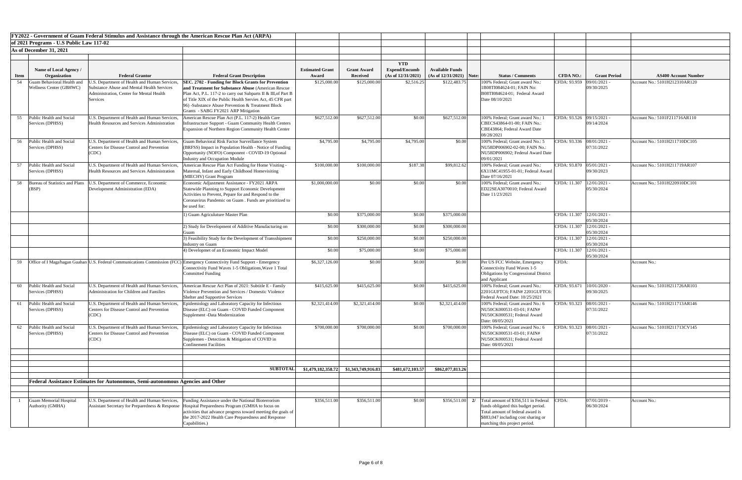**FY2022 - Government of Guam Federal Stimulus and Assistance through the American Rescue Plan Act (ARPA)**

**of 2021 Programs - U.S Public Law 117-02**

**As of December 31, 2021**

| Item | Name of Local Agency / Organization | Federal Grantor | Federal Grant Description | Estimated Grant Award | Grant Award Received | YTD Expend/Encumb (As of 12/31/2021) | Available Funds (As of 12/31/2021) | Note: | Status / Comments | CFDA NO.: | Grant Period | AS400 Account Number |
|---|---|---|---|---|---|---|---|---|---|---|---|---|
| 54 | Guam Behavioral Health and Wellness Center (GBHWC) | U.S. Department of Health and Human Services, Substance Abuse and Mental Health Services Administration, Center for Mental Health Services | **SEC. 2702 - Funding for Block Grants for Prevention and Treatment for Substance Abuse** (American Rescue Plan Act, P.L. 117-2 to carry out Subparts II & III,of Part B of Title XIX of the Public Health Servies Act, 45 CFR part 96) -Substance Abuse Prevention & Treatment Block Grants - SABG FY2021 ARP Mitigation | $125,000.00 | $125,000.00 | $2,516.25 | $122,483.75 | | 100% Federal; Grant award No.: 1B08TI084624-01; FAIN No: B08TI084624-01; Federal Award Date 08/10/2021 | CFDA: 93.959 | 09/01/2021 - 09/30/2025 | Account No.: 5101H212310AR120 |
| 55 | Public Health and Social Services (DPHSS) | U.S. Department of Health and Human Services, Health Resources and Services Administration | American Rescue Plan Act (P.L. 117-2) Health Care Infrastructure Support - Guam Community Health Centers Expansion of Northern Region Community Health Center | $627,512.00 | $627,512.00 | $0.00 | $627,512.00 | | 100% Federal; Grant award No.: 1 CBECS43864-01-00; FAIN No.: CBE43864; Federal Award Date 08/28/2021 | CFDA: 93.526 | 09/15/2021 - 09/14/2024 | Account No.: 5101F211716AR110 |
| 56 | Public Health and Social Services (DPHSS) | U.S. Department of Health and Human Services, Centers for Disease Control and Prevention (CDC) | Guam Behavioral Risk Factor Surveillance System (BRFSS) Impact in Population Health - Notice of Funding Opportunity (NOFO) Component - COVID-19 Optional Industry and Occupation Module | $4,795.00 | $4,795.00 | $4,795.00 | $0.00 | | 100% Federal; Grant award No.: 5 NU58DP006902-02-00; FAIN No.: NU58DP006902; Federal Award Date 09/01/2021 | CFDA: 93.336 | 08/01/2021 - 07/31/2022 | Account No.: 5101H211710DC105 |
| 57 | Public Health and Social Services (DPHSS) | U.S. Department of Health and Human Services, Health Resources and Services Administration | American Rescue Plan Act Funding for Home Visiting - Maternal, Infant and Early Childhood Homevisiting (MIECHV) Grant Program | $100,000.00 | $100,000.00 | $187.38 | $99,812.62 | | 100% Federal; Grant award No.: 6X11MC41955-01-01; Federal Award Date 07/16/2021 | CFDA: 93.870 | 05/01/2021 - 09/30/2023 | Account No.: 5101H211719AR107 |
| 58 | Bureau of Statistics and Plans (BSP) | U.S. Department of Commerce, Economic Development Administration (EDA) | Economic Adjustment Assistance - FY2021 ARPA Statewide Planning to Support Economic Development Activities to Prevent, Pepare for and Respond to the Coronavirus Pandemic on Guam . Funds are prioritized to be used for: | $1,000,000.00 | $0.00 | $0.00 | $0.00 | | 100% Federal; Grant award No.: ED22SEA3070010; Federal Award Date 11/23/2021 | CFDA: 11.307 | 12/01/2021 - 05/30/2024 | Account No.: 5101H220910DC101 |
| | | | 1) Guam Agriculuture Master Plan | $0.00 | $375,000.00 | $0.00 | $375,000.00 | | | CFDA: 11.307 | 12/01/2021 - 05/30/2024 | |
| | | | 2) Study for Development of Additive Manufacturing on Guam | $0.00 | $300,000.00 | $0.00 | $300,000.00 | | | CFDA: 11.307 | 12/01/2021 - 05/30/2024 | |
| | | | 3) Feasibility Study for the Development of Transshipment Industry on Guam | $0.00 | $250,000.00 | $0.00 | $250,000.00 | | | CFDA: 11.307 | 12/01/2021 - 05/30/2024 | |
| | | | 4) Developmet of an Economic Impact Model | $0.00 | $75,000.00 | $0.00 | $75,000.00 | | | CFDA: 11.307 | 12/01/2021 - 05/30/2024 | |
| 59 | Office of I Maga'hagan Guahan | U.S. Federal Communications Commission (FCC) | Emergency Connectivity Fund Support - Emergency Connectivity Fund Waves 1-5 Obligations,Wave 1 Total Committed Funding | $6,327,126.00 | $0.00 | $0.00 | $0.00 | | Per US FCC Website, Emergency Connectivity Fund Waves 1-5 Obligations by Congressional District and Applicant | CFDA: | | Account No.: |
| 60 | Public Health and Social Services (DPHSS) | U.S. Department of Health and Human Services, Administration for Children and Families | American Rescue Act Plan of 2021: Subtitle E - Family Violence Prevention and Services / Domestic Violence Shelter and Supportive Services | $415,625.00 | $415,625.00 | $0.00 | $415,625.00 | | 100% Federal; Grant award No.: 2201GUFTC6; FAIN# 2201GUFTC6: Federal Award Date: 10/25/2021 | CFDA: 93.671 | 10/01/2020 - 09/30/2025 | Account No.: 5101H211726AR103 |
| 61 | Public Health and Social Services (DPHSS) | U.S. Department of Health and Human Services, Centers for Disease Control and Prevention (CDC) | Epidemiology and Laboratory Capacity for Infectious Disease (ELC) on Guam - COVID Funded Component Supplement -Data Modernization | $2,321,414.00 | $2,321,414.00 | $0.00 | $2,321,414.00 | | 100% Federal; Grant award No.: 6 NU50CK000531-03-01; FAIN# NU50CK000531; Federal Award Date: 08/05/2021 | CFDA: 93.323 | 08/01/2021 - 07/31/2022 | Account No.: 5101H211713AR146 |
| 62 | Public Health and Social Services (DPHSS) | U.S. Department of Health and Human Services, Centers for Disease Control and Prevention (CDC) | Epidemiology and Laboratory Capacity for Infectious Disease (ELC) on Guam - COVID Funded Component Supplemen - Detection & Mitigation of COVID in Confinement Facilities | $700,000.00 | $700,000.00 | $0.00 | $700,000.00 | | 100% Federal; Grant award No.: 6 NU50CK000531-03-01; FAIN# NU50CK000531; Federal Award Date: 08/05/2021 | CFDA: 93.323 | 08/01/2021 - 07/31/2022 | Account No.: 5101H211713CV145 |
| | | | **SUBTOTAL** | **$1,479,182,358.72** | **$1,343,749,916.83** | **$481,672,103.57** | **$862,077,813.26** | | | | | |

**Federal Assistance Estimates for Autonomous, Semi-autonomous Agencies and Other**

| Item | Name of Local Agency / Organization | Federal Grantor | Federal Grant Description | Estimated Grant Award | Grant Award Received | YTD Expend/Encumb (As of 12/31/2021) | Available Funds (As of 12/31/2021) | Note: | Status / Comments | CFDA NO.: | Grant Period | AS400 Account Number |
|---|---|---|---|---|---|---|---|---|---|---|---|---|
| 1 | Guam Memorial Hospital Authority (GMHA) | U.S. Department of Health and Human Services, Assistant Secretary for Preparedness & Response | Funding Assistance under the National Bioterrorism Hospital Preparedness Program (GMHA to focus on activities that advance progress toward meeting the goals of the 2017-2022 Health Care Preparedness and Response Capabilities.) | $356,511.00 | $356,511.00 | $0.00 | $356,511.00 | 2/ | Total amount of $356,511 in Federal funds obligated this budget period. Total amount of federal award is $883,047 including cost sharing or matching this project period. | CFDA: | 07/01/2019 - 06/30/2024 | Account No.: |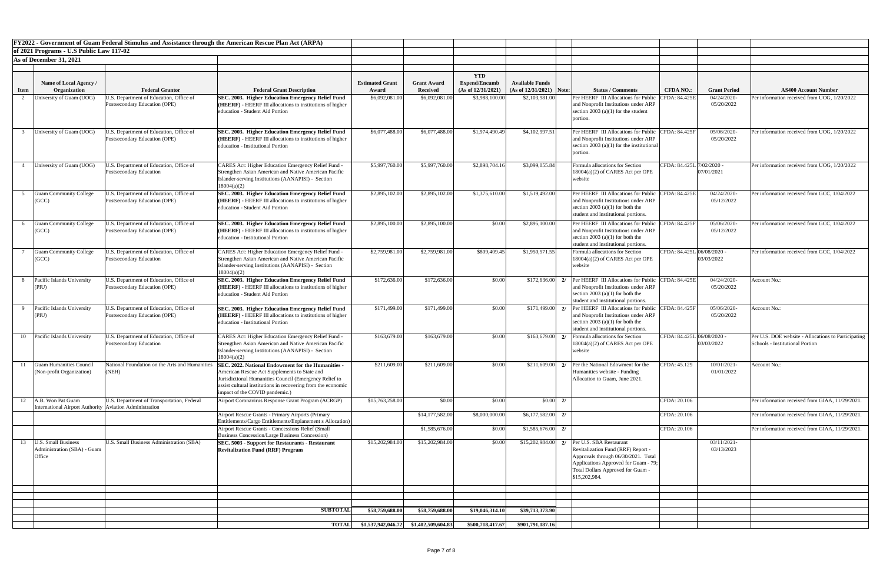**FY2022 - Government of Guam Federal Stimulus and Assistance through the American Rescue Plan Act (ARPA)**

**of 2021 Programs - U.S Public Law 117-02**

**As of December 31, 2021**

| Item | Name of Local Agency / Organization | Federal Grantor | Federal Grant Description | Estimated Grant Award | Grant Award Received | YTD Expend/Encumb (As of 12/31/2021) | Available Funds (As of 12/31/2021) | Note: | Status / Comments | CFDA NO.: | Grant Period | AS400 Account Number |
|---|---|---|---|---|---|---|---|---|---|---|---|---|
| 2 | University of Guam (UOG) | U.S. Department of Education, Office of Postsecondary Education (OPE) | **SEC. 2003. Higher Education Emergency Relief Fund (HEERF)** - HEERF III allocations to institutions of higher education - Student Aid Portion | $6,092,081.00 | $6,092,081.00 | $3,988,100.00 | $2,103,981.00 | | Per HEERF III Allocations for Public and Nonprofit Institutions under ARP section 2003 (a)(1) for the student portion. | CFDA: 84.425E | 04/24/2020-05/20/2022 | Per information received from UOG, 1/20/2022 |
| 3 | University of Guam (UOG) | U.S. Department of Education, Office of Postsecondary Education (OPE) | **SEC. 2003. Higher Education Emergency Relief Fund (HEERF)** - HEERF III allocations to institutions of higher education - Institutional Portion | $6,077,488.00 | $6,077,488.00 | $1,974,490.49 | $4,102,997.51 | | Per HEERF III Allocations for Public and Nonprofit Institutions under ARP section 2003 (a)(1) for the institutional portion. | CFDA: 84.425F | 05/06/2020-05/20/2022 | Per information received from UOG, 1/20/2022 |
| 4 | University of Guam (UOG) | U.S. Department of Education, Office of Postsecondary Education | CARES Act: Higher Education Emergency Relief Fund - Strengthen Asian American and Native American Pacific Islander-serving Institutions (AANAPISI) - Section 18004(a)(2) | $5,997,760.00 | $5,997,760.00 | $2,898,704.16 | $3,099,055.84 | | Formula allocations for Section 18004(a)(2) of CARES Act per OPE website | CFDA: 84.425L | 7/02/2020 - 07/01/2021 | Per information received from UOG, 1/20/2022 |
| 5 | Guam Community College (GCC) | U.S. Department of Education, Office of Postsecondary Education (OPE) | **SEC. 2003. Higher Education Emergency Relief Fund (HEERF)** - HEERF III allocations to institutions of higher education - Student Aid Portion | $2,895,102.00 | $2,895,102.00 | $1,375,610.00 | $1,519,492.00 | | Per HEERF III Allocations for Public and Nonprofit Institutions under ARP section 2003 (a)(1) for both the student and institutional portions. | CFDA: 84.425E | 04/24/2020-05/12/2022 | Per information received from GCC, 1/04/2022 |
| 6 | Guam Community College (GCC) | U.S. Department of Education, Office of Postsecondary Education (OPE) | **SEC. 2003. Higher Education Emergency Relief Fund (HEERF)** - HEERF III allocations to institutions of higher education - Institutional Portion | $2,895,100.00 | $2,895,100.00 | $0.00 | $2,895,100.00 | | Per HEERF III Allocations for Public and Nonprofit Institutions under ARP section 2003 (a)(1) for both the student and institutional portions. | CFDA: 84.425F | 05/06/2020-05/12/2022 | Per information received from GCC, 1/04/2022 |
| 7 | Guam Community College (GCC) | U.S. Department of Education, Office of Postsecondary Education | CARES Act: Higher Education Emergency Relief Fund - Strengthen Asian American and Native American Pacific Islander-serving Institutions (AANAPISI) - Section 18004(a)(2) | $2,759,981.00 | $2,759,981.00 | $809,409.45 | $1,950,571.55 | | Formula allocations for Section 18004(a)(2) of CARES Act per OPE website | CFDA: 84.425L | 06/08/2020 - 03/03/2022 | Per information received from GCC, 1/04/2022 |
| 8 | Pacific Islands University (PIU) | U.S. Department of Education, Office of Postsecondary Education (OPE) | **SEC. 2003. Higher Education Emergency Relief Fund (HEERF)** - HEERF III allocations to institutions of higher education - Student Aid Portion | $172,636.00 | $172,636.00 | $0.00 | $172,636.00 | 2/ | Per HEERF III Allocations for Public and Nonprofit Institutions under ARP section 2003 (a)(1) for both the student and institutional portions. | CFDA: 84.425E | 04/24/2020-05/20/2022 | Account No.: |
| 9 | Pacific Islands University (PIU) | U.S. Department of Education, Office of Postsecondary Education (OPE) | **SEC. 2003. Higher Education Emergency Relief Fund (HEERF)** - HEERF III allocations to institutions of higher education - Institutional Portion | $171,499.00 | $171,499.00 | $0.00 | $171,499.00 | 2/ | Per HEERF III Allocations for Public and Nonprofit Institutions under ARP section 2003 (a)(1) for both the student and institutional portions. | CFDA: 84.425F | 05/06/2020-05/20/2022 | Account No.: |
| 10 | Pacific Islands University | U.S. Department of Education, Office of Postsecondary Education | CARES Act: Higher Education Emergency Relief Fund - Strengthen Asian American and Native American Pacific Islander-serving Institutions (AANAPISI) - Section 18004(a)(2) | $163,679.00 | $163,679.00 | $0.00 | $163,679.00 | 2/ | Formula allocations for Section 18004(a)(2) of CARES Act per OPE website | CFDA: 84.425L | 06/08/2020 - 03/03/2022 | Per U.S. DOE website - Allocations to Participating Schools - Institutional Portion |
| 11 | Guam Humanities Council (Non-profit Organization) | National Foundation on the Arts and Humanities (NEH) | **SEC. 2022. National Endowment for the Humanities** - American Rescue Act Supplements to State and Jurisdictional Humanities Council (Emergency Relief to assist cultural institutions in recovering from the economic impact of the COVID pandemic.) | $211,609.00 | $211,609.00 | $0.00 | $211,609.00 | 2/ | Per the National Edowment for the Humanities website - Funding Allocation to Guam, June 2021. | CFDA: 45.129 | 10/01/2021-01/01/2022 | Account No.: |
| 12 | A.B. Won Pat Guam International Airport Authority | U.S. Department of Transportation, Federal Aviation Administration | Airport Coronavirus Response Grant Program (ACRGP) | $15,763,258.00 | $0.00 | $0.00 | $0.00 | 2/ | | CFDA: 20.106 | | Per information received from GIAA, 11/29/2021. |
| | | | Airport Rescue Grants - Primary Airports (Primary Entitlements/Cargo Entitlements/Enplanement s Allocation) | | $14,177,582.00 | $8,000,000.00 | $6,177,582.00 | 2/ | | CFDA: 20.106 | | Per information received from GIAA, 11/29/2021. |
| | | | Airport Rescue Grants - Concessions Relief (Small Business Concession/Large Business Concession) | | $1,585,676.00 | $0.00 | $1,585,676.00 | 2/ | | CFDA: 20.106 | | Per information received from GIAA, 11/29/2021. |
| 13 | U.S. Small Business Administration (SBA) - Guam Office | U.S. Small Business Administration (SBA) | **SEC. 5003 - Support for Restaurants - Restaurant Revitalization Fund (RRF) Program** | $15,202,984.00 | $15,202,984.00 | $0.00 | $15,202,984.00 | 2/ | Per U.S. SBA Restaurant Revitalization Fund (RRF) Report - Approvals through 06/30/2021. Total Applications Approved for Guam - 79; Total Dollars Approved for Guam - $15,202,984. | | 03/11/2021-03/13/2023 | |
| | | | **SUBTOTAL** | **$58,759,688.00** | **$58,759,688.00** | **$19,046,314.10** | **$39,713,373.90** | | | | | |
| | | | **TOTAL** | **$1,537,942,046.72** | **$1,402,509,604.83** | **$500,718,417.67** | **$901,791,187.16** | | | | | |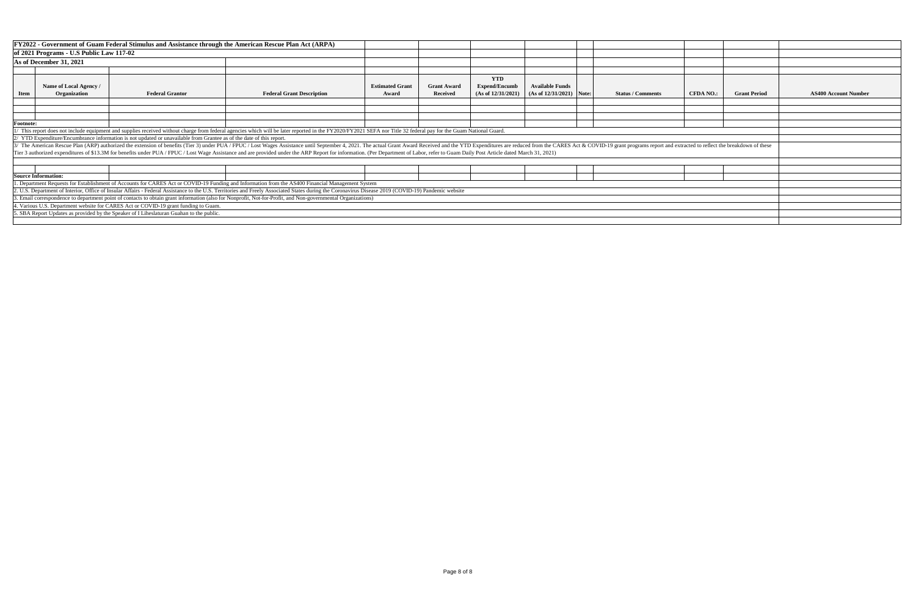**FY2022 - Government of Guam Federal Stimulus and Assistance through the American Rescue Plan Act (ARPA)**

**of 2021 Programs - U.S Public Law 117-02**

**As of December 31, 2021**

| Item | Name of Local Agency / Organization | Federal Grantor | Federal Grant Description | Estimated Grant Award | Grant Award Received | YTD Expend/Encumb (As of 12/31/2021) | Available Funds (As of 12/31/2021) | Note: | Status / Comments | CFDA NO.: | Grant Period | AS400 Account Number |
|---|---|---|---|---|---|---|---|---|---|---|---|---|
| | | | | | | | | | | | | |

**Footnote:**

1/ This report does not include equipment and supplies received without charge from federal agencies which will be later reported in the FY2020/FY2021 SEFA nor Title 32 federal pay for the Guam National Guard.

2/ YTD Expenditure/Encumbrance information is not updated or unavailable from Grantee as of the date of this report.

3/ The American Rescue Plan (ARP) authorized the extension of benefits (Tier 3) under PUA / FPUC / Lost Wages Assistance until September 4, 2021. The actual Grant Award Received and the YTD Expenditures are reduced from the CARES Act & COVID-19 grant programs report and extracted to reflect the breakdown of these Tier 3 authorized expenditures of $13.3M for benefits under PUA / FPUC / Lost Wage Assistance and are provided under the ARP Report for information. (Per Department of Labor, refer to Guam Daily Post Article dated March 31, 2021)

**Source Information:**

1. Department Requests for Establishment of Accounts for CARES Act or COVID-19 Funding and Information from the AS400 Financial Management System
2. U.S. Department of Interior, Office of Insular Affairs - Federal Assistance to the U.S. Territories and Freely Associated States during the Coronavirus Disease 2019 (COVID-19) Pandemic website
3. Email correspondence to department point of contacts to obtain grant information (also for Nonprofit, Not-for-Profit, and Non-governmental Organizations)
4. Various U.S. Department website for CARES Act or COVID-19 grant funding to Guam.
5. SBA Report Updates as provided by the Speaker of I Liheslaturan Guahan to the public.